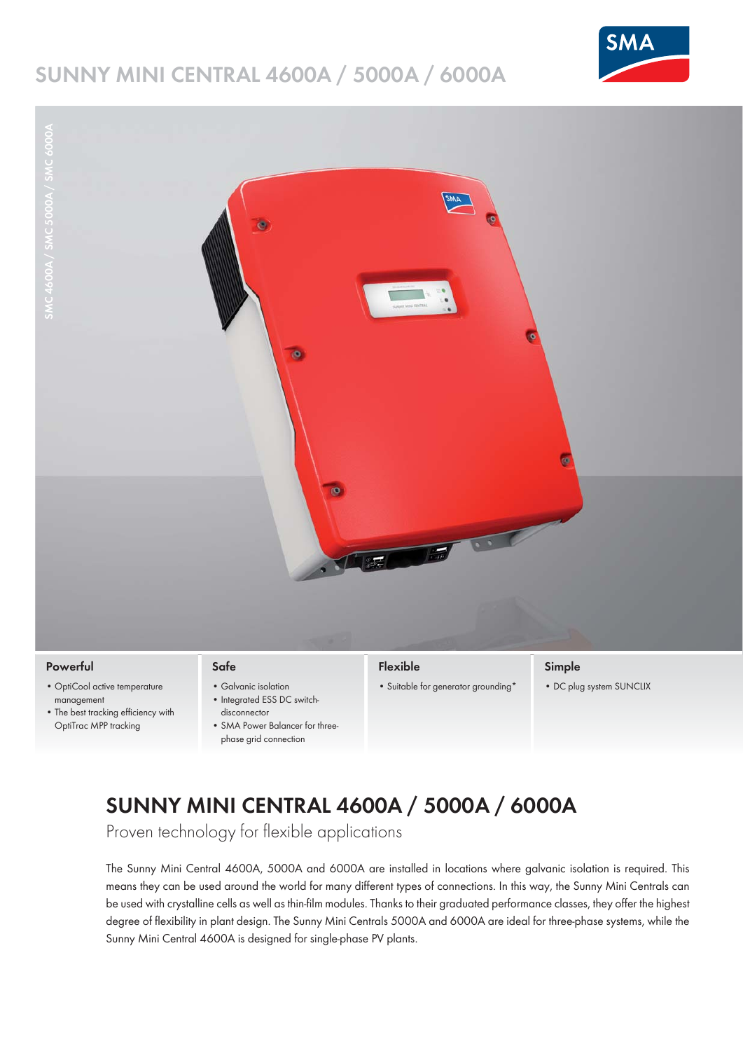# SUNNY MINI CENTRAL 4600A / 5000A / 6000A

SMC 4600A / SMC 5000A / SMC 6000A

### Powerful

- OptiCool active temperature management
- The best tracking efficiency with OptiTrac MPP tracking

### Safe

- Galvanic isolation
- Integrated ESS DC switch-disconnector
- SMA Power Balancer for three-phase grid connection

### Flexible

- Suitable for generator grounding*

### Simple

- DC plug system SUNCLIX

## SUNNY MINI CENTRAL 4600A / 5000A / 6000A

Proven technology for flexible applications

The Sunny Mini Central 4600A, 5000A and 6000A are installed in locations where galvanic isolation is required. This means they can be used around the world for many different types of connections. In this way, the Sunny Mini Centrals can be used with crystalline cells as well as thin-film modules. Thanks to their graduated performance classes, they offer the highest degree of flexibility in plant design. The Sunny Mini Centrals 5000A and 6000A are ideal for three-phase systems, while the Sunny Mini Central 4600A is designed for single-phase PV plants.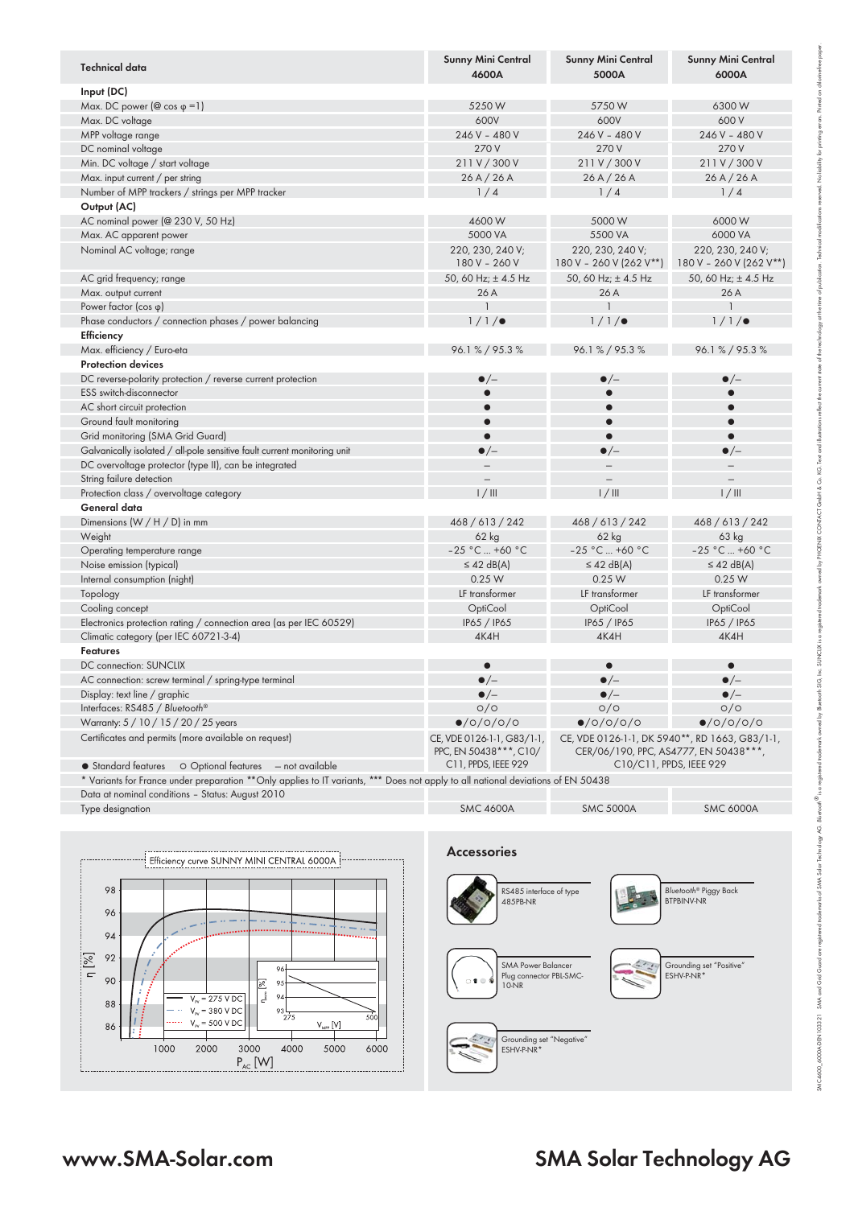| Technical data | Sunny Mini Central 4600A | Sunny Mini Central 5000A | Sunny Mini Central 6000A |
|---|---|---|---|
| **Input (DC)** | | | |
| Max. DC power (@ cos φ =1) | 5250 W | 5750 W | 6300 W |
| Max. DC voltage | 600V | 600V | 600 V |
| MPP voltage range | 246 V – 480 V | 246 V – 480 V | 246 V – 480 V |
| DC nominal voltage | 270 V | 270 V | 270 V |
| Min. DC voltage / start voltage | 211 V / 300 V | 211 V / 300 V | 211 V / 300 V |
| Max. input current / per string | 26 A / 26 A | 26 A / 26 A | 26 A / 26 A |
| Number of MPP trackers / strings per MPP tracker | 1 / 4 | 1 / 4 | 1 / 4 |
| **Output (AC)** | | | |
| AC nominal power (@ 230 V, 50 Hz) | 4600 W | 5000 W | 6000 W |
| Max. AC apparent power | 5000 VA | 5500 VA | 6000 VA |
| Nominal AC voltage; range | 220, 230, 240 V; 180 V – 260 V | 220, 230, 240 V; 180 V – 260 V (262 V**) | 220, 230, 240 V; 180 V – 260 V (262 V**) |
| AC grid frequency; range | 50, 60 Hz; ± 4.5 Hz | 50, 60 Hz; ± 4.5 Hz | 50, 60 Hz; ± 4.5 Hz |
| Max. output current | 26 A | 26 A | 26 A |
| Power factor (cos φ) | 1 | 1 | 1 |
| Phase conductors / connection phases / power balancing | 1 / 1 / ● | 1 / 1 / ● | 1 / 1 / ● |
| **Efficiency** | | | |
| Max. efficiency / Euro-eta | 96.1 % / 95.3 % | 96.1 % / 95.3 % | 96.1 % / 95.3 % |
| **Protection devices** | | | |
| DC reverse-polarity protection / reverse current protection | ● / – | ● / – | ● / – |
| ESS switch-disconnector | ● | ● | ● |
| AC short circuit protection | ● | ● | ● |
| Ground fault monitoring | ● | ● | ● |
| Grid monitoring (SMA Grid Guard) | ● | ● | ● |
| Galvanically isolated / all-pole sensitive fault current monitoring unit | ● / – | ● / – | ● / – |
| DC overvoltage protector (type II), can be integrated | – | – | – |
| String failure detection | – | – | – |
| Protection class / overvoltage category | I / III | I / III | I / III |
| **General data** | | | |
| Dimensions (W / H / D) in mm | 468 / 613 / 242 | 468 / 613 / 242 | 468 / 613 / 242 |
| Weight | 62 kg | 62 kg | 63 kg |
| Operating temperature range | –25 °C ... +60 °C | –25 °C ... +60 °C | –25 °C ... +60 °C |
| Noise emission (typical) | ≤ 42 dB(A) | ≤ 42 dB(A) | ≤ 42 dB(A) |
| Internal consumption (night) | 0.25 W | 0.25 W | 0.25 W |
| Topology | LF transformer | LF transformer | LF transformer |
| Cooling concept | OptiCool | OptiCool | OptiCool |
| Electronics protection rating / connection area (as per IEC 60529) | IP65 / IP65 | IP65 / IP65 | IP65 / IP65 |
| Climatic category (per IEC 60721-3-4) | 4K4H | 4K4H | 4K4H |
| **Features** | | | |
| DC connection: SUNCLIX | ● | ● | ● |
| AC connection: screw terminal / spring-type terminal | ● / – | ● / – | ● / – |
| Display: text line / graphic | ● / – | ● / – | ● / – |
| Interfaces: RS485 / *Bluetooth*® | ○ / ○ | ○ / ○ | ○ / ○ |
| Warranty: 5 / 10 / 15 / 20 / 25 years | ● / ○ / ○ / ○ / ○ | ● / ○ / ○ / ○ / ○ | ● / ○ / ○ / ○ / ○ |
| Certificates and permits (more available on request) | CE, VDE 0126-1-1, G83/1-1, PPC, EN 50438***, C10/ C11, PPDS, IEEE 929 | CE, VDE 0126-1-1, DK 5940**, RD 1663, G83/1-1, CER/06/190, PPC, AS4777, EN 50438***, C10/C11, PPDS, IEEE 929 | |
| Type designation | SMC 4600A | SMC 5000A | SMC 6000A |

● Standard features ○ Optional features – not available

* Variants for France under preparation **Only applies to IT variants, *** Does not apply to all national deviations of EN 50438

Data at nominal conditions – Status: August 2010

Efficiency curve SUNNY MINI CENTRAL 6000A

η [%]

98
96
94
92
90
88
86

1000 2000 3000 4000 5000 6000

$P_{AC}$ [W]

$V_{PV}$ = 275 V DC
$V_{PV}$ = 380 V DC
$V_{PV}$ = 500 V DC

$\eta_{euro}$ [%]
96
95
94
93
275 500
$V_{MPP}$ [V]

## Accessories

RS485 interface of type 485PB-NR

*Bluetooth*® Piggy Back BTPBINV-NR

SMA Power Balancer Plug connector PBL-SMC-10-NR

Grounding set "Positive" ESHV-P-NR*

Grounding set "Negative" ESHV-P-NR*

**www.SMA-Solar.com**

**SMA Solar Technology AG**